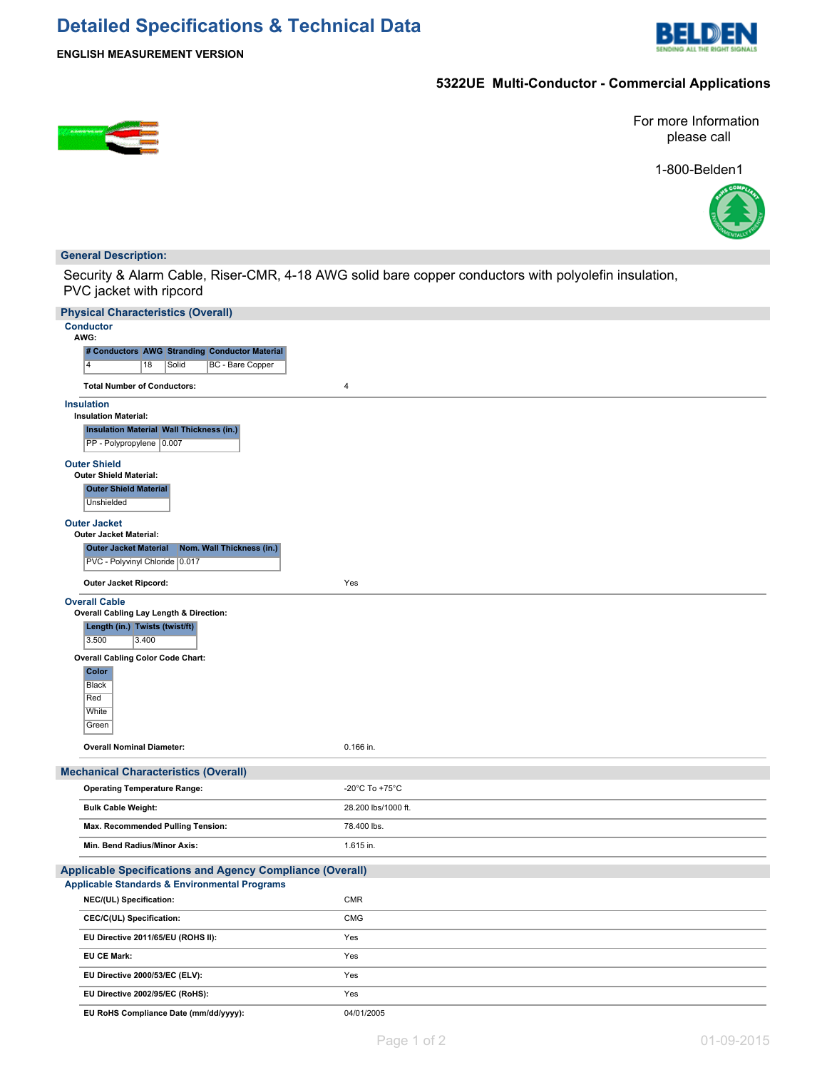# Detailed Specifications & Technical Data

**ENGLISH MEASUREMENT VERSION**

## 5322UE Multi-Conductor - Commercial Applications

For more Information please call

1-800-Belden1

## General Description:

Security & Alarm Cable, Riser-CMR, 4-18 AWG solid bare copper conductors with polyolefin insulation, PVC jacket with ripcord

## Physical Characteristics (Overall)

### Conductor

**AWG:**

| # Conductors | AWG | Stranding | Conductor Material |
|---|---|---|---|
| 4 | 18 | Solid | BC - Bare Copper |

**Total Number of Conductors:** 4

### Insulation

**Insulation Material:**

| Insulation Material | Wall Thickness (in.) |
|---|---|
| PP - Polypropylene | 0.007 |

### Outer Shield

**Outer Shield Material:**

| Outer Shield Material |
|---|
| Unshielded |

### Outer Jacket

**Outer Jacket Material:**

| Outer Jacket Material | Nom. Wall Thickness (in.) |
|---|---|
| PVC - Polyvinyl Chloride | 0.017 |

**Outer Jacket Ripcord:** Yes

### Overall Cable

**Overall Cabling Lay Length & Direction:**

| Length (in.) | Twists (twist/ft) |
|---|---|
| 3.500 | 3.400 |

**Overall Cabling Color Code Chart:**

| Color |
|---|
| Black |
| Red |
| White |
| Green |

**Overall Nominal Diameter:** 0.166 in.

## Mechanical Characteristics (Overall)

| | |
|---|---|
| **Operating Temperature Range:** | -20°C To +75°C |
| **Bulk Cable Weight:** | 28.200 lbs/1000 ft. |
| **Max. Recommended Pulling Tension:** | 78.400 lbs. |
| **Min. Bend Radius/Minor Axis:** | 1.615 in. |

## Applicable Specifications and Agency Compliance (Overall)

### Applicable Standards & Environmental Programs

| | |
|---|---|
| **NEC/(UL) Specification:** | CMR |
| **CEC/C(UL) Specification:** | CMG |
| **EU Directive 2011/65/EU (ROHS II):** | Yes |
| **EU CE Mark:** | Yes |
| **EU Directive 2000/53/EC (ELV):** | Yes |
| **EU Directive 2002/95/EC (RoHS):** | Yes |
| **EU RoHS Compliance Date (mm/dd/yyyy):** | 04/01/2005 |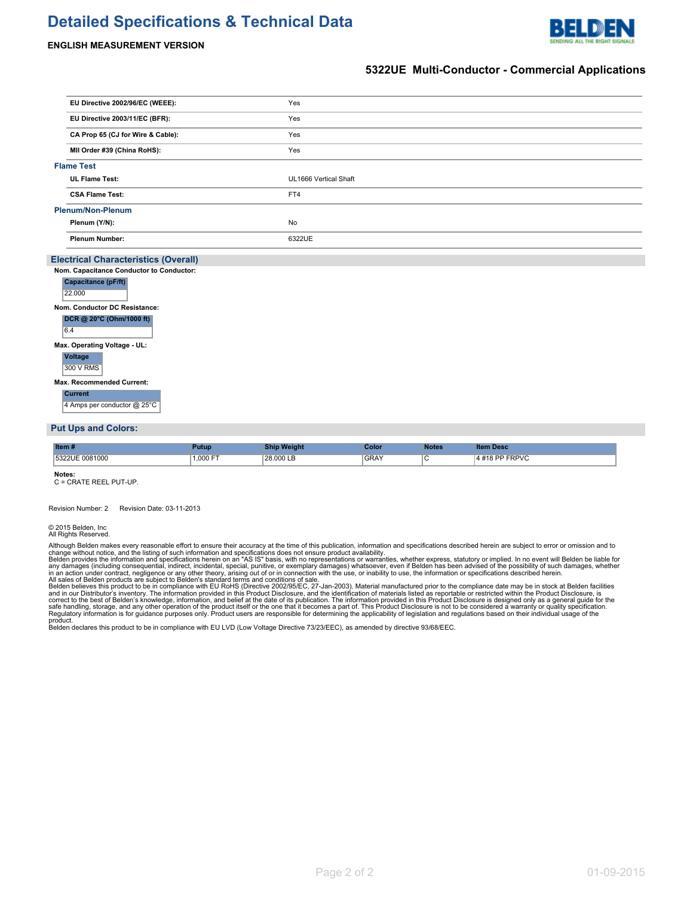# Detailed Specifications & Technical Data

**ENGLISH MEASUREMENT VERSION**

## 5322UE Multi-Conductor - Commercial Applications

| | |
|---|---|
| **EU Directive 2002/96/EC (WEEE):** | Yes |
| **EU Directive 2003/11/EC (BFR):** | Yes |
| **CA Prop 65 (CJ for Wire & Cable):** | Yes |
| **MII Order #39 (China RoHS):** | Yes |

### Flame Test

| | |
|---|---|
| **UL Flame Test:** | UL1666 Vertical Shaft |
| **CSA Flame Test:** | FT4 |

### Plenum/Non-Plenum

| | |
|---|---|
| **Plenum (Y/N):** | No |
| **Plenum Number:** | 6322UE |

## Electrical Characteristics (Overall)

**Nom. Capacitance Conductor to Conductor:**

| Capacitance (pF/ft) |
|---|
| 22.000 |

**Nom. Conductor DC Resistance:**

| DCR @ 20°C (Ohm/1000 ft) |
|---|
| 6.4 |

**Max. Operating Voltage - UL:**

| Voltage |
|---|
| 300 V RMS |

**Max. Recommended Current:**

| Current |
|---|
| 4 Amps per conductor @ 25°C |

## Put Ups and Colors:

| Item # | Putup | Ship Weight | Color | Notes | Item Desc |
|---|---|---|---|---|---|
| 5322UE 0081000 | 1,000 FT | 28.000 LB | GRAY | C | 4 #18 PP FRPVC |

**Notes:**
C = CRATE REEL PUT-UP.

Revision Number: 2 Revision Date: 03-11-2013

© 2015 Belden, Inc
All Rights Reserved.

Although Belden makes every reasonable effort to ensure their accuracy at the time of this publication, information and specifications described herein are subject to error or omission and to change without notice, and the listing of such information and specifications does not ensure product availability.
Belden provides the information and specifications herein on an "AS IS" basis, with no representations or warranties, whether express, statutory or implied. In no event will Belden be liable for any damages (including consequential, indirect, incidental, special, punitive, or exemplary damages) whatsoever, even if Belden has been advised of the possibility of such damages, whether in an action under contract, negligence or any other theory, arising out of or in connection with the use, or inability to use, the information or specifications described herein.
All sales of Belden products are subject to Belden's standard terms and conditions of sale.
Belden believes this product to be in compliance with EU RoHS (Directive 2002/95/EC, 27-Jan-2003). Material manufactured prior to the compliance date may be in stock at Belden facilities and in our Distributor's inventory. The information provided in this Product Disclosure, and the identification of materials listed as reportable or restricted within the Product Disclosure, is correct to the best of Belden's knowledge, information, and belief at the date of its publication. The information provided in this Product Disclosure is designed only as a general guide for the safe handling, storage, and any other operation of the product itself or the one that it becomes a part of. This Product Disclosure is not to be considered a warranty or quality specification. Regulatory information is for guidance purposes only. Product users are responsible for determining the applicability of legislation and regulations based on their individual usage of the product.
Belden declares this product to be in compliance with EU LVD (Low Voltage Directive 73/23/EEC), as amended by directive 93/68/EEC.